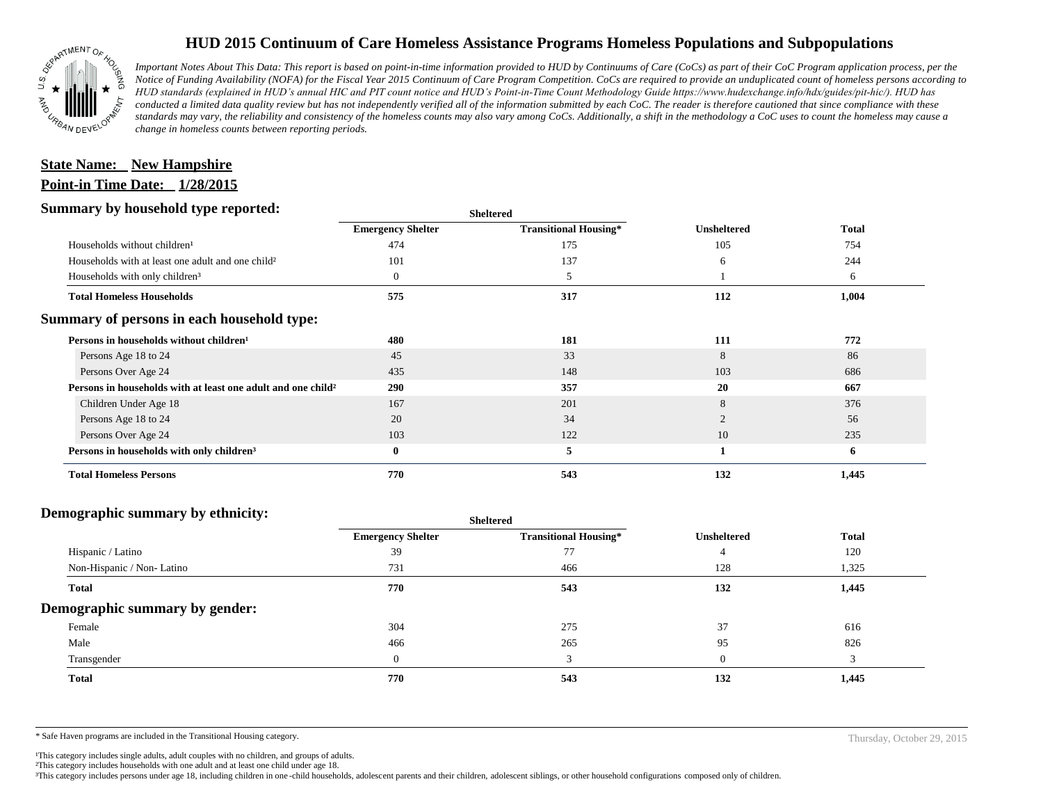# HUD 2015 Continuum of Care Homeless Assistance Programs Homeless Populations and Subpopulations

*Important Notes About This Data: This report is based on point-in-time information provided to HUD by Continuums of Care (CoCs) as part of their CoC Program application process, per the Notice of Funding Availability (NOFA) for the Fiscal Year 2015 Continuum of Care Program Competition. CoCs are required to provide an unduplicated count of homeless persons according to HUD standards (explained in HUD's annual HIC and PIT count notice and HUD's Point-in-Time Count Methodology Guide https://www.hudexchange.info/hdx/guides/pit-hic/). HUD has conducted a limited data quality review but has not independently verified all of the information submitted by each CoC. The reader is therefore cautioned that since compliance with these standards may vary, the reliability and consistency of the homeless counts may also vary among CoCs. Additionally, a shift in the methodology a CoC uses to count the homeless may cause a change in homeless counts between reporting periods.*

**State Name: New Hampshire**

**Point-in Time Date: 1/28/2015**

## Summary by household type reported:

| | Sheltered | | | |
|---|---|---|---|---|
| | **Emergency Shelter** | **Transitional Housing*** | **Unsheltered** | **Total** |
| Households without children[1] | 474 | 175 | 105 | 754 |
| Households with at least one adult and one child[2] | 101 | 137 | 6 | 244 |
| Households with only children[3] | 0 | 5 | 1 | 6 |
| **Total Homeless Households** | **575** | **317** | **112** | **1,004** |

## Summary of persons in each household type:

| | Emergency Shelter | Transitional Housing* | Unsheltered | Total |
|---|---|---|---|---|
| **Persons in households without children[1]** | **480** | **181** | **111** | **772** |
| Persons Age 18 to 24 | 45 | 33 | 8 | 86 |
| Persons Over Age 24 | 435 | 148 | 103 | 686 |
| **Persons in households with at least one adult and one child[2]** | **290** | **357** | **20** | **667** |
| Children Under Age 18 | 167 | 201 | 8 | 376 |
| Persons Age 18 to 24 | 20 | 34 | 2 | 56 |
| Persons Over Age 24 | 103 | 122 | 10 | 235 |
| **Persons in households with only children[3]** | **0** | **5** | **1** | **6** |
| **Total Homeless Persons** | **770** | **543** | **132** | **1,445** |

## Demographic summary by ethnicity:

| | Sheltered | | | |
|---|---|---|---|---|
| | **Emergency Shelter** | **Transitional Housing*** | **Unsheltered** | **Total** |
| Hispanic / Latino | 39 | 77 | 4 | 120 |
| Non-Hispanic / Non- Latino | 731 | 466 | 128 | 1,325 |
| **Total** | **770** | **543** | **132** | **1,445** |

## Demographic summary by gender:

| | Emergency Shelter | Transitional Housing* | Unsheltered | Total |
|---|---|---|---|---|
| Female | 304 | 275 | 37 | 616 |
| Male | 466 | 265 | 95 | 826 |
| Transgender | 0 | 3 | 0 | 3 |
| **Total** | **770** | **543** | **132** | **1,445** |

* Safe Haven programs are included in the Transitional Housing category.

Thursday, October 29, 2015

[1]This category includes single adults, adult couples with no children, and groups of adults.
[2]This category includes households with one adult and at least one child under age 18.
[3]This category includes persons under age 18, including children in one-child households, adolescent parents and their children, adolescent siblings, or other household configurations composed only of children.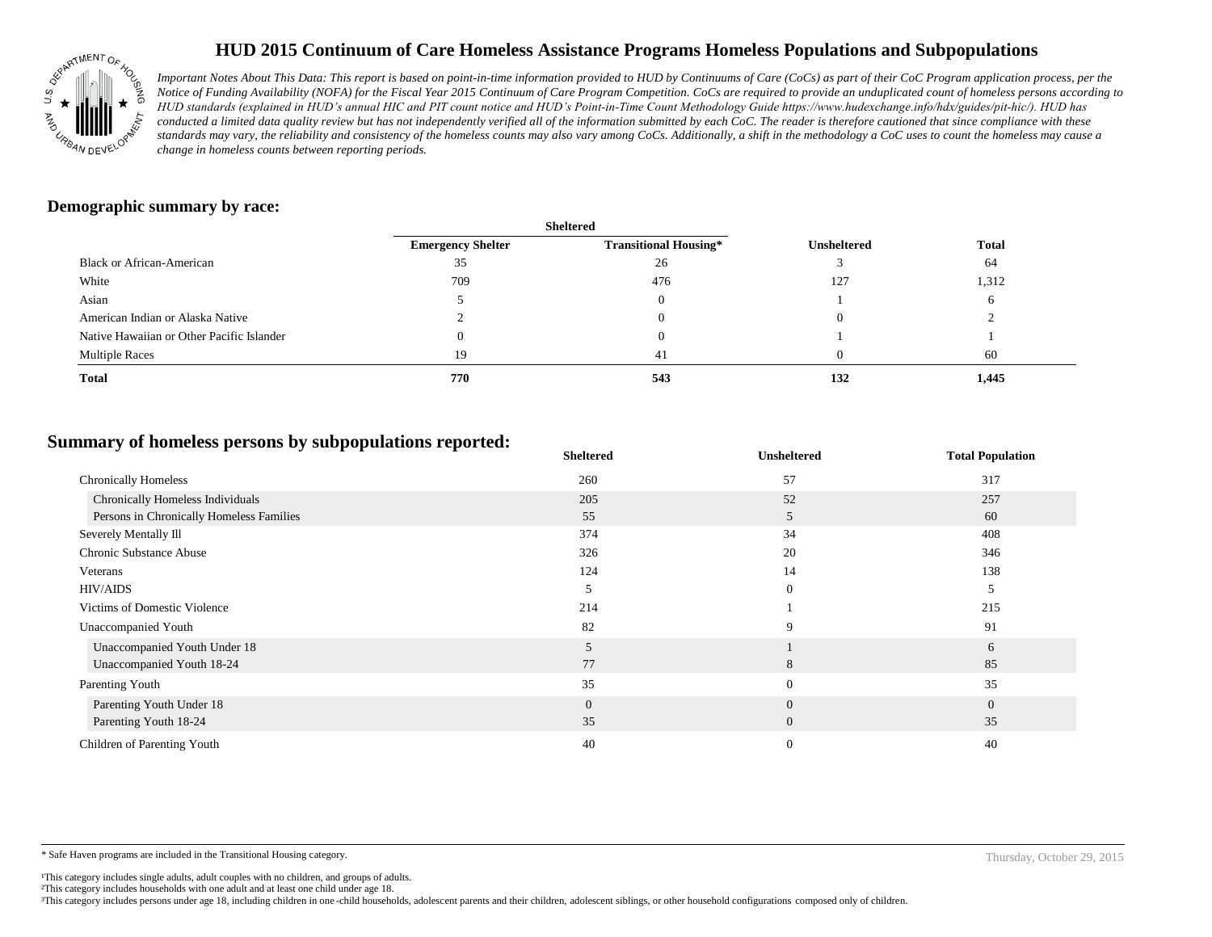# HUD 2015 Continuum of Care Homeless Assistance Programs Homeless Populations and Subpopulations

*Important Notes About This Data: This report is based on point-in-time information provided to HUD by Continuums of Care (CoCs) as part of their CoC Program application process, per the Notice of Funding Availability (NOFA) for the Fiscal Year 2015 Continuum of Care Program Competition. CoCs are required to provide an unduplicated count of homeless persons according to HUD standards (explained in HUD's annual HIC and PIT count notice and HUD's Point-in-Time Count Methodology Guide https://www.hudexchange.info/hdx/guides/pit-hic/). HUD has conducted a limited data quality review but has not independently verified all of the information submitted by each CoC. The reader is therefore cautioned that since compliance with these standards may vary, the reliability and consistency of the homeless counts may also vary among CoCs. Additionally, a shift in the methodology a CoC uses to count the homeless may cause a change in homeless counts between reporting periods.*

## Demographic summary by race:

| | Sheltered | | | |
|---|---|---|---|---|
| | **Emergency Shelter** | **Transitional Housing*** | **Unsheltered** | **Total** |
| Black or African-American | 35 | 26 | 3 | 64 |
| White | 709 | 476 | 127 | 1,312 |
| Asian | 5 | 0 | 1 | 6 |
| American Indian or Alaska Native | 2 | 0 | 0 | 2 |
| Native Hawaiian or Other Pacific Islander | 0 | 0 | 1 | 1 |
| Multiple Races | 19 | 41 | 0 | 60 |
| **Total** | **770** | **543** | **132** | **1,445** |

## Summary of homeless persons by subpopulations reported:

| | Sheltered | Unsheltered | Total Population |
|---|---|---|---|
| Chronically Homeless | 260 | 57 | 317 |
| Chronically Homeless Individuals | 205 | 52 | 257 |
| Persons in Chronically Homeless Families | 55 | 5 | 60 |
| Severely Mentally Ill | 374 | 34 | 408 |
| Chronic Substance Abuse | 326 | 20 | 346 |
| Veterans | 124 | 14 | 138 |
| HIV/AIDS | 5 | 0 | 5 |
| Victims of Domestic Violence | 214 | 1 | 215 |
| Unaccompanied Youth | 82 | 9 | 91 |
| Unaccompanied Youth Under 18 | 5 | 1 | 6 |
| Unaccompanied Youth 18-24 | 77 | 8 | 85 |
| Parenting Youth | 35 | 0 | 35 |
| Parenting Youth Under 18 | 0 | 0 | 0 |
| Parenting Youth 18-24 | 35 | 0 | 35 |
| Children of Parenting Youth | 40 | 0 | 40 |

* Safe Haven programs are included in the Transitional Housing category.

Thursday, October 29, 2015

[1]This category includes single adults, adult couples with no children, and groups of adults.
[2]This category includes households with one adult and at least one child under age 18.
[3]This category includes persons under age 18, including children in one-child households, adolescent parents and their children, adolescent siblings, or other household configurations composed only of children.